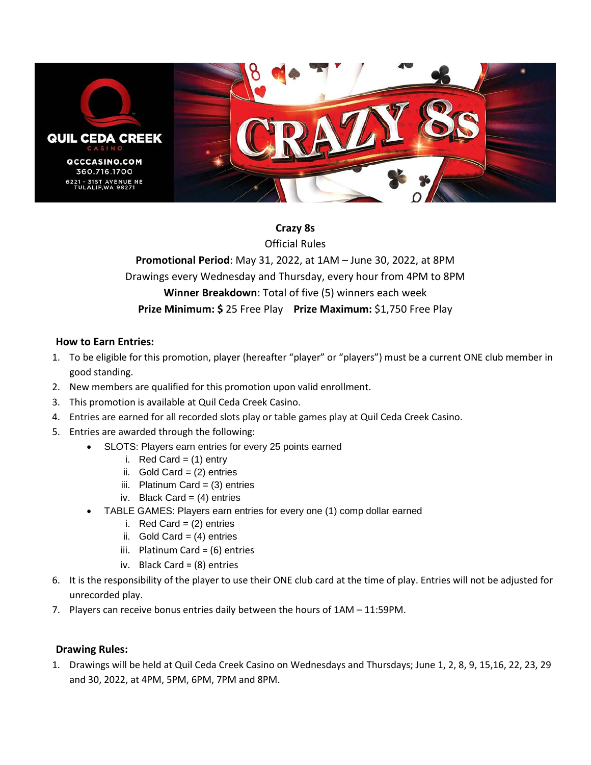# Crazy 8s

Official Rules

**Promotional Period**: May 31, 2022, at 1AM – June 30, 2022, at 8PM

Drawings every Wednesday and Thursday, every hour from 4PM to 8PM

**Winner Breakdown**: Total of five (5) winners each week

**Prize Minimum: $** 25 Free Play **Prize Maximum:** $1,750 Free Play

## How to Earn Entries:

1. To be eligible for this promotion, player (hereafter "player" or "players") must be a current ONE club member in good standing.
2. New members are qualified for this promotion upon valid enrollment.
3. This promotion is available at Quil Ceda Creek Casino.
4. Entries are earned for all recorded slots play or table games play at Quil Ceda Creek Casino.
5. Entries are awarded through the following:
   - SLOTS: Players earn entries for every 25 points earned
     1. Red Card = (1) entry
     2. Gold Card = (2) entries
     3. Platinum Card = (3) entries
     4. Black Card = (4) entries
   - TABLE GAMES: Players earn entries for every one (1) comp dollar earned
     1. Red Card = (2) entries
     2. Gold Card = (4) entries
     3. Platinum Card = (6) entries
     4. Black Card = (8) entries
6. It is the responsibility of the player to use their ONE club card at the time of play. Entries will not be adjusted for unrecorded play.
7. Players can receive bonus entries daily between the hours of 1AM – 11:59PM.

## Drawing Rules:

1. Drawings will be held at Quil Ceda Creek Casino on Wednesdays and Thursdays; June 1, 2, 8, 9, 15,16, 22, 23, 29 and 30, 2022, at 4PM, 5PM, 6PM, 7PM and 8PM.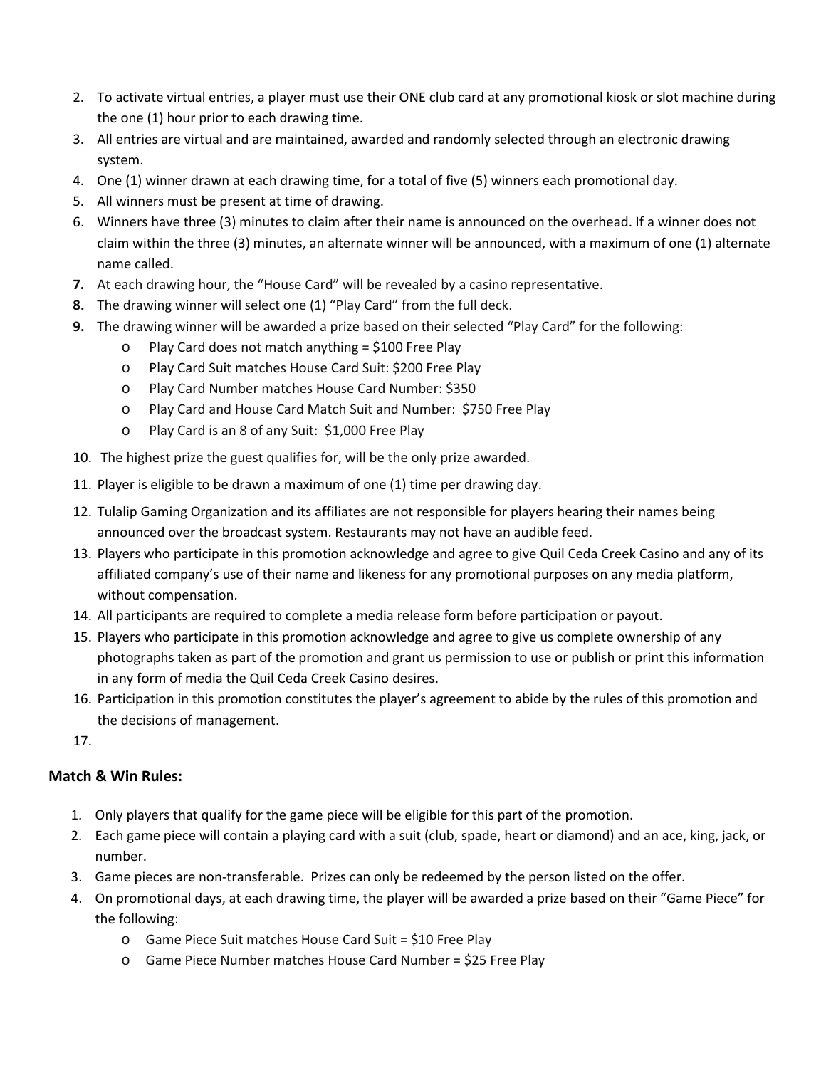2. To activate virtual entries, a player must use their ONE club card at any promotional kiosk or slot machine during the one (1) hour prior to each drawing time.
3. All entries are virtual and are maintained, awarded and randomly selected through an electronic drawing system.
4. One (1) winner drawn at each drawing time, for a total of five (5) winners each promotional day.
5. All winners must be present at time of drawing.
6. Winners have three (3) minutes to claim after their name is announced on the overhead. If a winner does not claim within the three (3) minutes, an alternate winner will be announced, with a maximum of one (1) alternate name called.
7. At each drawing hour, the "House Card" will be revealed by a casino representative.
8. The drawing winner will select one (1) "Play Card" from the full deck.
9. The drawing winner will be awarded a prize based on their selected "Play Card" for the following:
   - Play Card does not match anything = $100 Free Play
   - Play Card Suit matches House Card Suit: $200 Free Play
   - Play Card Number matches House Card Number: $350
   - Play Card and House Card Match Suit and Number: $750 Free Play
   - Play Card is an 8 of any Suit: $1,000 Free Play
10. The highest prize the guest qualifies for, will be the only prize awarded.
11. Player is eligible to be drawn a maximum of one (1) time per drawing day.
12. Tulalip Gaming Organization and its affiliates are not responsible for players hearing their names being announced over the broadcast system. Restaurants may not have an audible feed.
13. Players who participate in this promotion acknowledge and agree to give Quil Ceda Creek Casino and any of its affiliated company's use of their name and likeness for any promotional purposes on any media platform, without compensation.
14. All participants are required to complete a media release form before participation or payout.
15. Players who participate in this promotion acknowledge and agree to give us complete ownership of any photographs taken as part of the promotion and grant us permission to use or publish or print this information in any form of media the Quil Ceda Creek Casino desires.
16. Participation in this promotion constitutes the player's agreement to abide by the rules of this promotion and the decisions of management.
17. 

**Match & Win Rules:**

1. Only players that qualify for the game piece will be eligible for this part of the promotion.
2. Each game piece will contain a playing card with a suit (club, spade, heart or diamond) and an ace, king, jack, or number.
3. Game pieces are non-transferable. Prizes can only be redeemed by the person listed on the offer.
4. On promotional days, at each drawing time, the player will be awarded a prize based on their "Game Piece" for the following:
   - Game Piece Suit matches House Card Suit = $10 Free Play
   - Game Piece Number matches House Card Number = $25 Free Play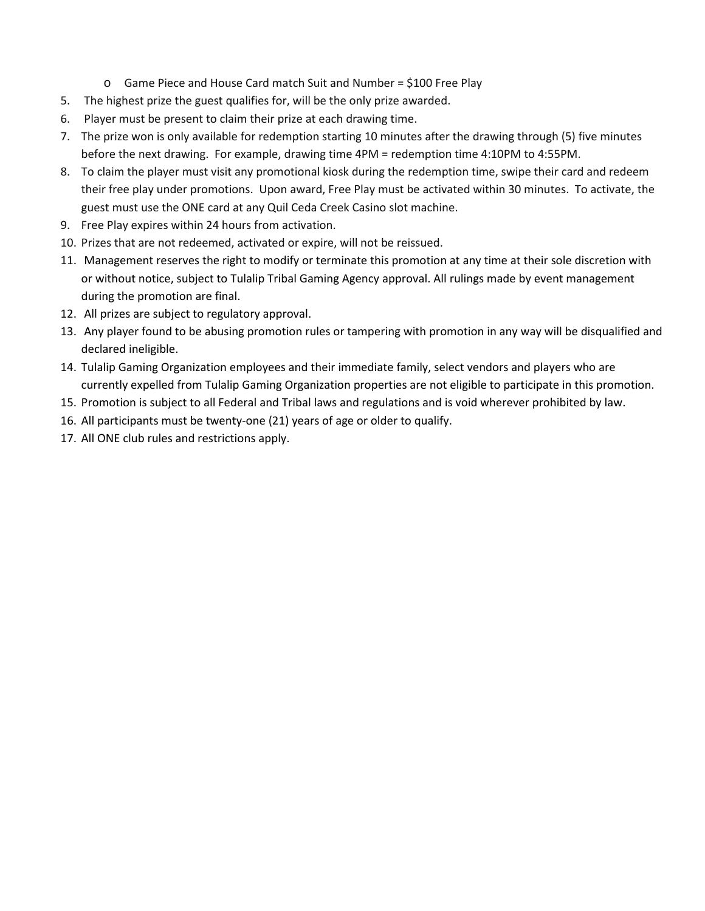- Game Piece and House Card match Suit and Number = $100 Free Play

5. The highest prize the guest qualifies for, will be the only prize awarded.
6. Player must be present to claim their prize at each drawing time.
7. The prize won is only available for redemption starting 10 minutes after the drawing through (5) five minutes before the next drawing. For example, drawing time 4PM = redemption time 4:10PM to 4:55PM.
8. To claim the player must visit any promotional kiosk during the redemption time, swipe their card and redeem their free play under promotions. Upon award, Free Play must be activated within 30 minutes. To activate, the guest must use the ONE card at any Quil Ceda Creek Casino slot machine.
9. Free Play expires within 24 hours from activation.
10. Prizes that are not redeemed, activated or expire, will not be reissued.
11. Management reserves the right to modify or terminate this promotion at any time at their sole discretion with or without notice, subject to Tulalip Tribal Gaming Agency approval. All rulings made by event management during the promotion are final.
12. All prizes are subject to regulatory approval.
13. Any player found to be abusing promotion rules or tampering with promotion in any way will be disqualified and declared ineligible.
14. Tulalip Gaming Organization employees and their immediate family, select vendors and players who are currently expelled from Tulalip Gaming Organization properties are not eligible to participate in this promotion.
15. Promotion is subject to all Federal and Tribal laws and regulations and is void wherever prohibited by law.
16. All participants must be twenty-one (21) years of age or older to qualify.
17. All ONE club rules and restrictions apply.